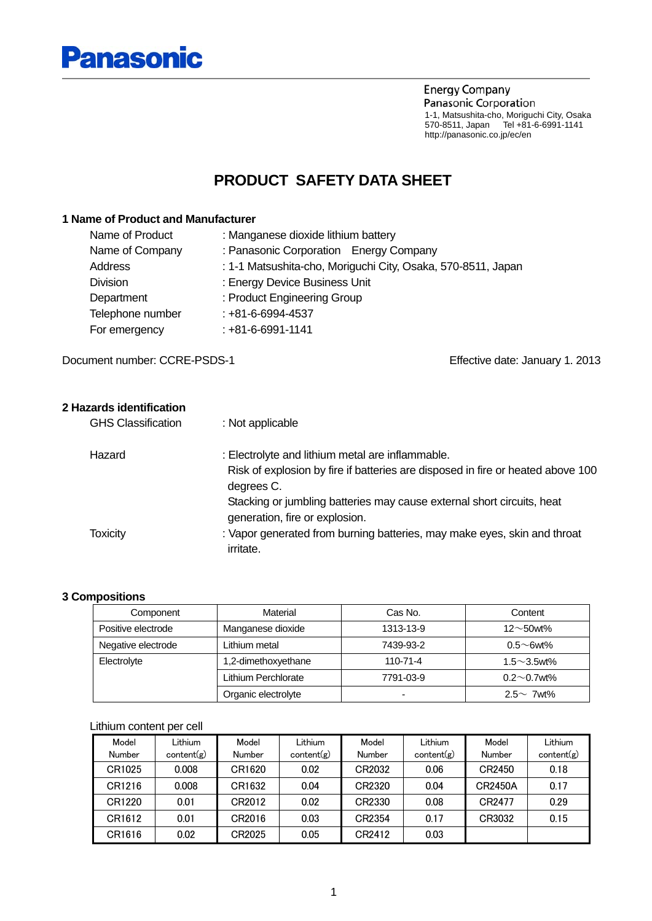**Panasonic**

Energy Company
Panasonic Corporation
1-1, Matsushita-cho, Moriguchi City, Osaka
570-8511, Japan  Tel +81-6-6991-1141
http://panasonic.co.jp/ec/en

# PRODUCT SAFETY DATA SHEET

## 1 Name of Product and Manufacturer

| | |
|---|---|
| Name of Product | : Manganese dioxide lithium battery |
| Name of Company | : Panasonic Corporation  Energy Company |
| Address | : 1-1 Matsushita-cho, Moriguchi City, Osaka, 570-8511, Japan |
| Division | : Energy Device Business Unit |
| Department | : Product Engineering Group |
| Telephone number | : +81-6-6994-4537 |
| For emergency | : +81-6-6991-1141 |

Document number: CCRE-PSDS-1  Effective date: January 1. 2013

## 2 Hazards identification

| | |
|---|---|
| GHS Classification | : Not applicable |
| Hazard | : Electrolyte and lithium metal are inflammable. Risk of explosion by fire if batteries are disposed in fire or heated above 100 degrees C. Stacking or jumbling batteries may cause external short circuits, heat generation, fire or explosion. |
| Toxicity | : Vapor generated from burning batteries, may make eyes, skin and throat irritate. |

## 3 Compositions

| Component | Material | Cas No. | Content |
|---|---|---|---|
| Positive electrode | Manganese dioxide | 1313-13-9 | 12～50wt% |
| Negative electrode | Lithium metal | 7439-93-2 | 0.5～6wt% |
| Electrolyte | 1,2-dimethoxyethane | 110-71-4 | 1.5～3.5wt% |
| | Lithium Perchlorate | 7791-03-9 | 0.2～0.7wt% |
| | Organic electrolyte | - | 2.5～ 7wt% |

Lithium content per cell

| Model Number | Lithium content(g) | Model Number | Lithium content(g) | Model Number | Lithium content(g) | Model Number | Lithium content(g) |
|---|---|---|---|---|---|---|---|
| CR1025 | 0.008 | CR1620 | 0.02 | CR2032 | 0.06 | CR2450 | 0.18 |
| CR1216 | 0.008 | CR1632 | 0.04 | CR2320 | 0.04 | CR2450A | 0.17 |
| CR1220 | 0.01 | CR2012 | 0.02 | CR2330 | 0.08 | CR2477 | 0.29 |
| CR1612 | 0.01 | CR2016 | 0.03 | CR2354 | 0.17 | CR3032 | 0.15 |
| CR1616 | 0.02 | CR2025 | 0.05 | CR2412 | 0.03 | | |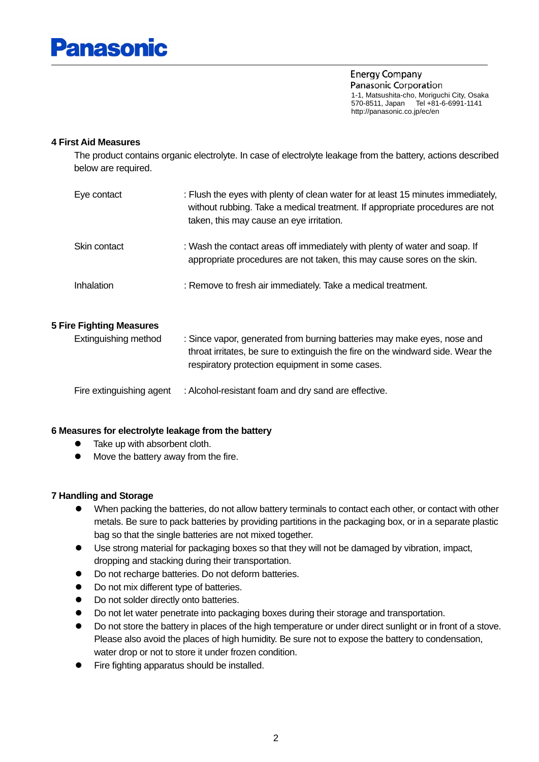**Panasonic**

Energy Company
Panasonic Corporation
1-1, Matsushita-cho, Moriguchi City, Osaka
570-8511, Japan Tel +81-6-6991-1141
http://panasonic.co.jp/ec/en

## 4 First Aid Measures

The product contains organic electrolyte. In case of electrolyte leakage from the battery, actions described below are required.

| | |
|---|---|
| Eye contact | : Flush the eyes with plenty of clean water for at least 15 minutes immediately, without rubbing. Take a medical treatment. If appropriate procedures are not taken, this may cause an eye irritation. |
| Skin contact | : Wash the contact areas off immediately with plenty of water and soap. If appropriate procedures are not taken, this may cause sores on the skin. |
| Inhalation | : Remove to fresh air immediately. Take a medical treatment. |

## 5 Fire Fighting Measures

| | |
|---|---|
| Extinguishing method | : Since vapor, generated from burning batteries may make eyes, nose and throat irritates, be sure to extinguish the fire on the windward side. Wear the respiratory protection equipment in some cases. |
| Fire extinguishing agent | : Alcohol-resistant foam and dry sand are effective. |

## 6 Measures for electrolyte leakage from the battery

- Take up with absorbent cloth.
- Move the battery away from the fire.

## 7 Handling and Storage

- When packing the batteries, do not allow battery terminals to contact each other, or contact with other metals. Be sure to pack batteries by providing partitions in the packaging box, or in a separate plastic bag so that the single batteries are not mixed together.
- Use strong material for packaging boxes so that they will not be damaged by vibration, impact, dropping and stacking during their transportation.
- Do not recharge batteries. Do not deform batteries.
- Do not mix different type of batteries.
- Do not solder directly onto batteries.
- Do not let water penetrate into packaging boxes during their storage and transportation.
- Do not store the battery in places of the high temperature or under direct sunlight or in front of a stove. Please also avoid the places of high humidity. Be sure not to expose the battery to condensation, water drop or not to store it under frozen condition.
- Fire fighting apparatus should be installed.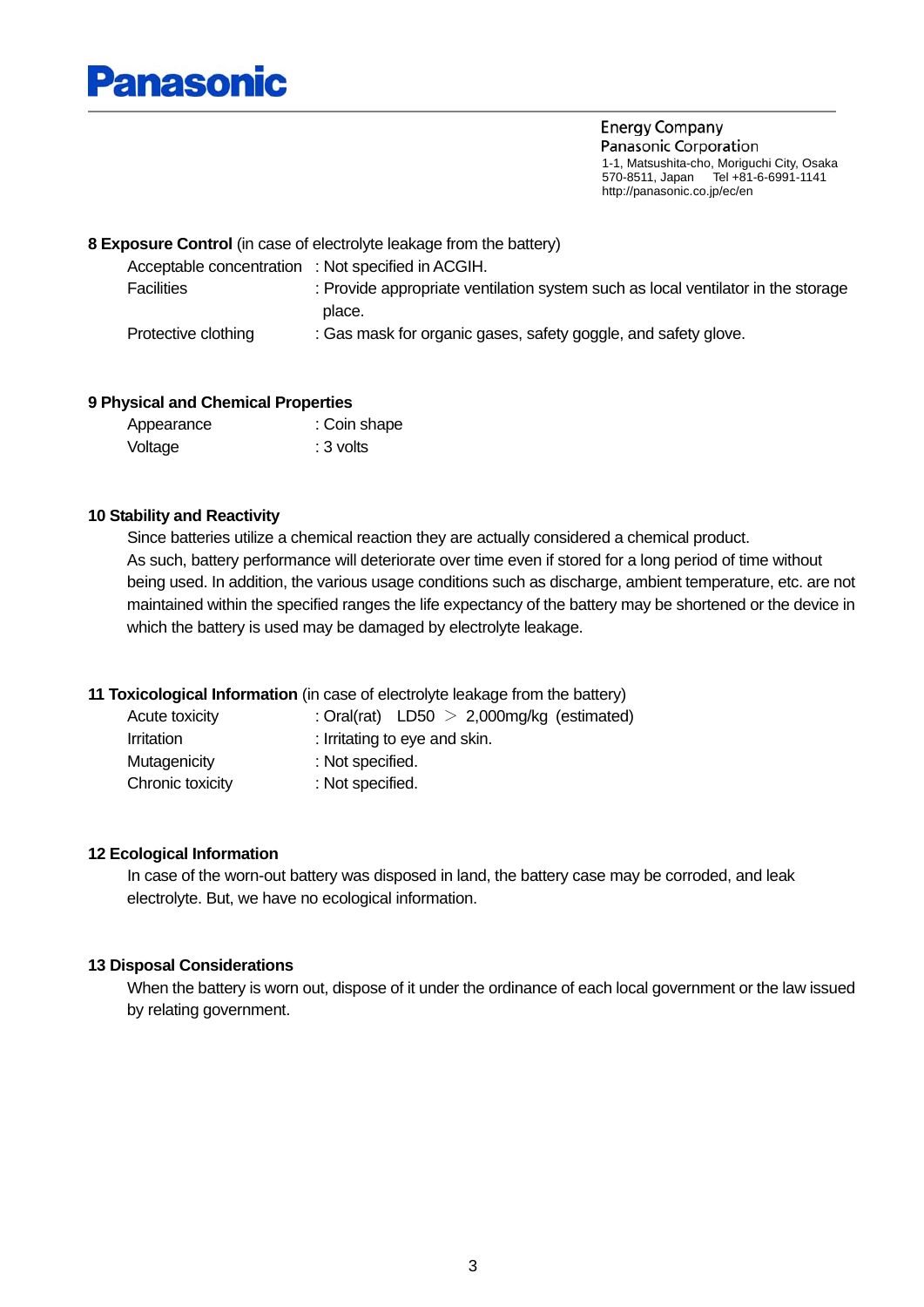**Panasonic**

Energy Company
Panasonic Corporation
1-1, Matsushita-cho, Moriguchi City, Osaka
570-8511, Japan Tel +81-6-6991-1141
http://panasonic.co.jp/ec/en

## 8 Exposure Control (in case of electrolyte leakage from the battery)

| | |
|---|---|
| Acceptable concentration | : Not specified in ACGIH. |
| Facilities | : Provide appropriate ventilation system such as local ventilator in the storage place. |
| Protective clothing | : Gas mask for organic gases, safety goggle, and safety glove. |

## 9 Physical and Chemical Properties

| | |
|---|---|
| Appearance | : Coin shape |
| Voltage | : 3 volts |

## 10 Stability and Reactivity

Since batteries utilize a chemical reaction they are actually considered a chemical product. As such, battery performance will deteriorate over time even if stored for a long period of time without being used. In addition, the various usage conditions such as discharge, ambient temperature, etc. are not maintained within the specified ranges the life expectancy of the battery may be shortened or the device in which the battery is used may be damaged by electrolyte leakage.

## 11 Toxicological Information (in case of electrolyte leakage from the battery)

| | |
|---|---|
| Acute toxicity | : Oral(rat) LD50 ＞ 2,000mg/kg (estimated) |
| Irritation | : Irritating to eye and skin. |
| Mutagenicity | : Not specified. |
| Chronic toxicity | : Not specified. |

## 12 Ecological Information

In case of the worn-out battery was disposed in land, the battery case may be corroded, and leak electrolyte. But, we have no ecological information.

## 13 Disposal Considerations

When the battery is worn out, dispose of it under the ordinance of each local government or the law issued by relating government.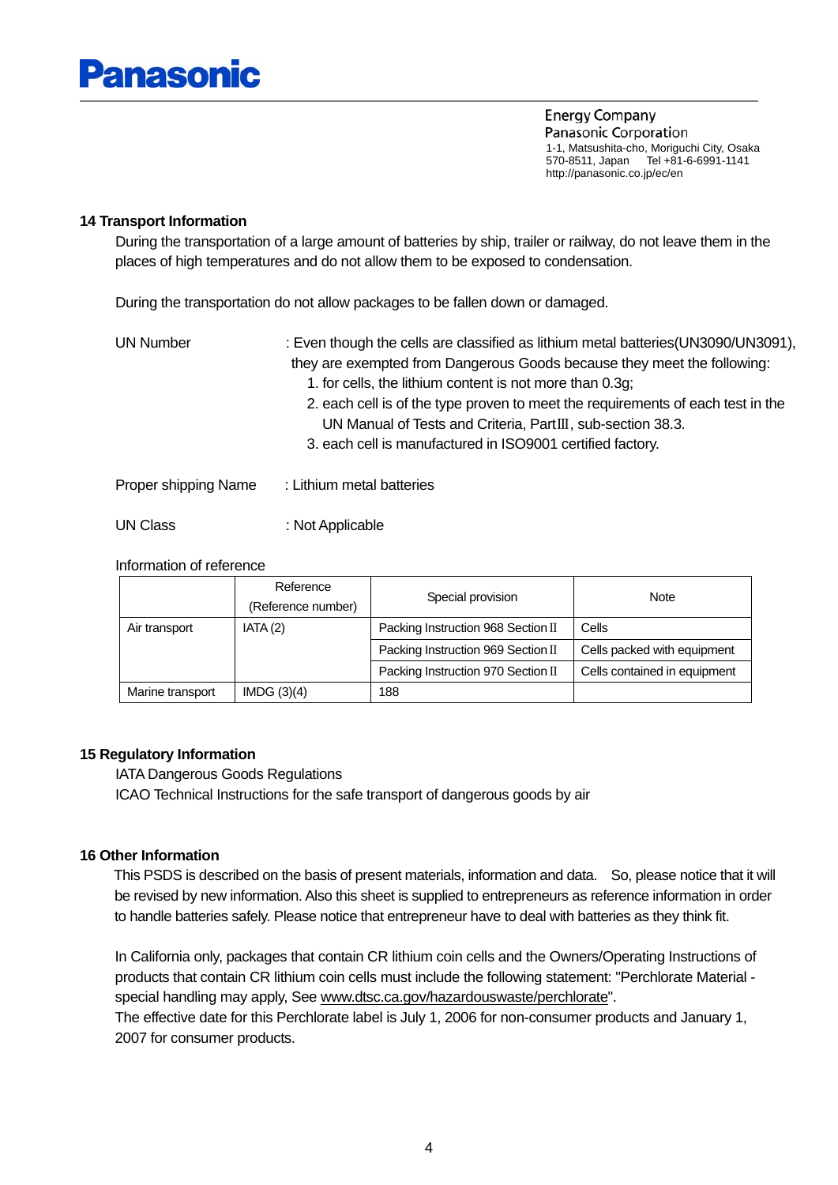**Panasonic**

Energy Company
Panasonic Corporation
1-1, Matsushita-cho, Moriguchi City, Osaka
570-8511, Japan Tel +81-6-6991-1141
http://panasonic.co.jp/ec/en

## 14 Transport Information

During the transportation of a large amount of batteries by ship, trailer or railway, do not leave them in the places of high temperatures and do not allow them to be exposed to condensation.

During the transportation do not allow packages to be fallen down or damaged.

UN Number : Even though the cells are classified as lithium metal batteries(UN3090/UN3091), they are exempted from Dangerous Goods because they meet the following:

1. for cells, the lithium content is not more than 0.3g;
2. each cell is of the type proven to meet the requirements of each test in the UN Manual of Tests and Criteria, PartIII, sub-section 38.3.
3. each cell is manufactured in ISO9001 certified factory.

Proper shipping Name : Lithium metal batteries

UN Class : Not Applicable

Information of reference

| | Reference (Reference number) | Special provision | Note |
|---|---|---|---|
| Air transport | IATA (2) | Packing Instruction 968 Section II | Cells |
| | | Packing Instruction 969 Section II | Cells packed with equipment |
| | | Packing Instruction 970 Section II | Cells contained in equipment |
| Marine transport | IMDG (3)(4) | 188 | |

## 15 Regulatory Information

IATA Dangerous Goods Regulations
ICAO Technical Instructions for the safe transport of dangerous goods by air

## 16 Other Information

This PSDS is described on the basis of present materials, information and data. So, please notice that it will be revised by new information. Also this sheet is supplied to entrepreneurs as reference information in order to handle batteries safely. Please notice that entrepreneur have to deal with batteries as they think fit.

In California only, packages that contain CR lithium coin cells and the Owners/Operating Instructions of products that contain CR lithium coin cells must include the following statement: "Perchlorate Material - special handling may apply, See www.dtsc.ca.gov/hazardouswaste/perchlorate".
The effective date for this Perchlorate label is July 1, 2006 for non-consumer products and January 1, 2007 for consumer products.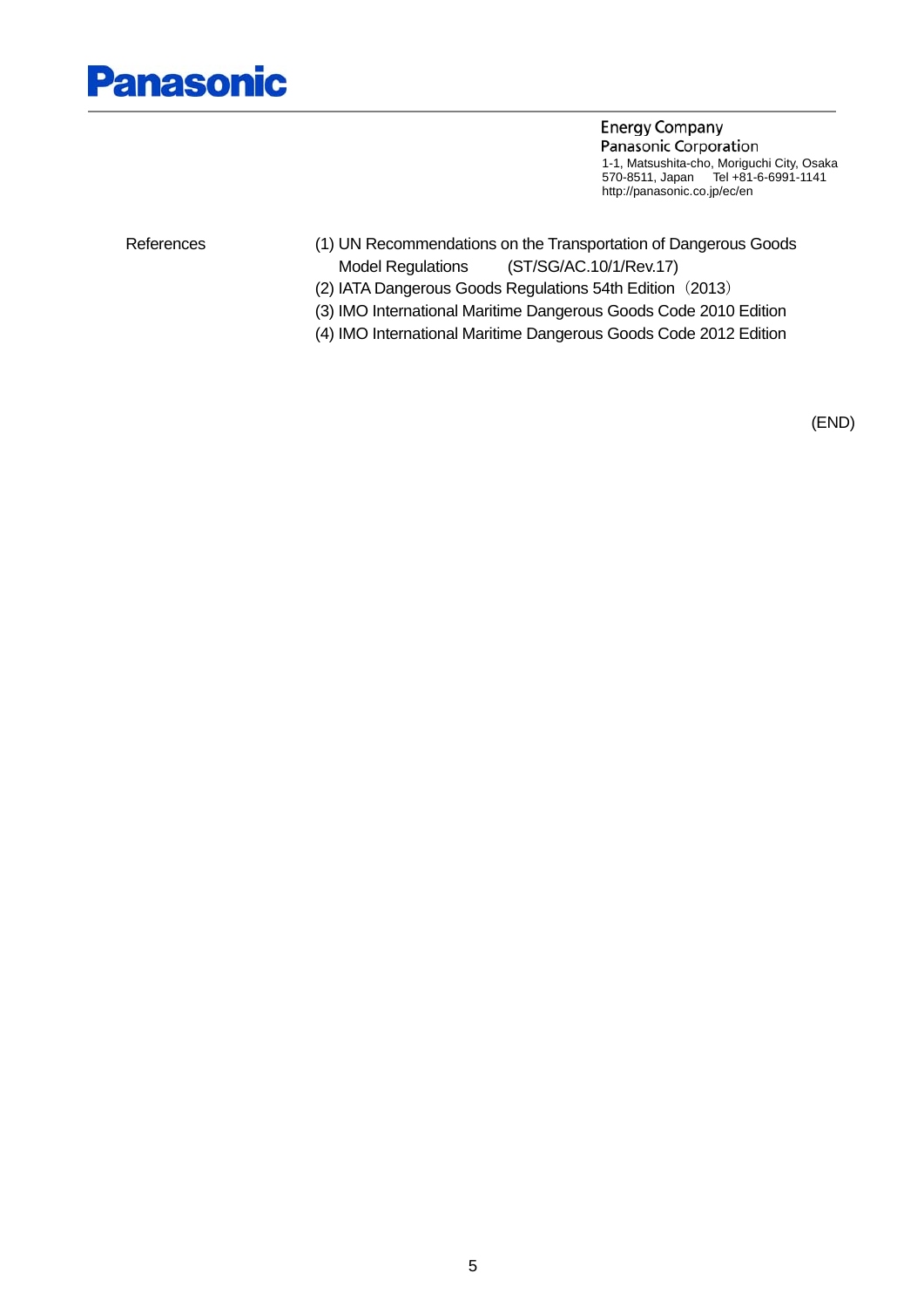**Panasonic**

Energy Company
Panasonic Corporation
1-1, Matsushita-cho, Moriguchi City, Osaka
570-8511, Japan Tel +81-6-6991-1141
http://panasonic.co.jp/ec/en

References

(1) UN Recommendations on the Transportation of Dangerous Goods Model Regulations (ST/SG/AC.10/1/Rev.17)
(2) IATA Dangerous Goods Regulations 54th Edition（2013）
(3) IMO International Maritime Dangerous Goods Code 2010 Edition
(4) IMO International Maritime Dangerous Goods Code 2012 Edition

(END)